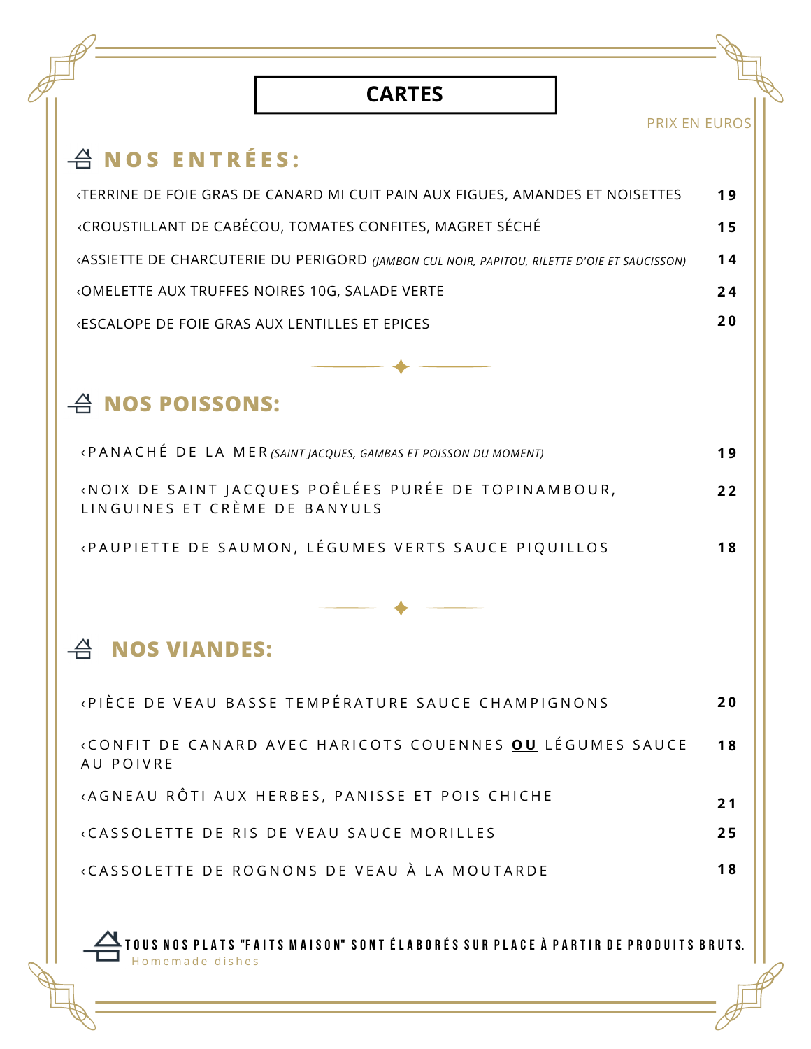# CARTES

PRIX EN EUROS

## NOS ENTRÉES:

| | |
|---|---|
| ‹TERRINE DE FOIE GRAS DE CANARD MI CUIT PAIN AUX FIGUES, AMANDES ET NOISETTES | 19 |
| ‹CROUSTILLANT DE CABÉCOU, TOMATES CONFITES, MAGRET SÉCHÉ | 15 |
| ‹ASSIETTE DE CHARCUTERIE DU PERIGORD *(JAMBON CUL NOIR, PAPITOU, RILETTE D'OIE ET SAUCISSON)* | 14 |
| ‹OMELETTE AUX TRUFFES NOIRES 10G, SALADE VERTE | 24 |
| ‹ESCALOPE DE FOIE GRAS AUX LENTILLES ET EPICES | 20 |

## NOS POISSONS:

| | |
|---|---|
| ‹PANACHÉ DE LA MER *(SAINT JACQUES, GAMBAS ET POISSON DU MOMENT)* | 19 |
| ‹NOIX DE SAINT JACQUES POÊLÉES PURÉE DE TOPINAMBOUR, LINGUINES ET CRÈME DE BANYULS | 22 |
| ‹PAUPIETTE DE SAUMON, LÉGUMES VERTS SAUCE PIQUILLOS | 18 |

## NOS VIANDES:

| | |
|---|---|
| ‹PIÈCE DE VEAU BASSE TEMPÉRATURE SAUCE CHAMPIGNONS | 20 |
| ‹CONFIT DE CANARD AVEC HARICOTS COUENNES **OU** LÉGUMES SAUCE AU POIVRE | 18 |
| ‹AGNEAU RÔTI AUX HERBES, PANISSE ET POIS CHICHE | 21 |
| ‹CASSOLETTE DE RIS DE VEAU SAUCE MORILLES | 25 |
| ‹CASSOLETTE DE ROGNONS DE VEAU À LA MOUTARDE | 18 |

**TOUS NOS PLATS "FAITS MAISON" SONT ÉLABORÉS SUR PLACE À PARTIR DE PRODUITS BRUTS.**
Homemade dishes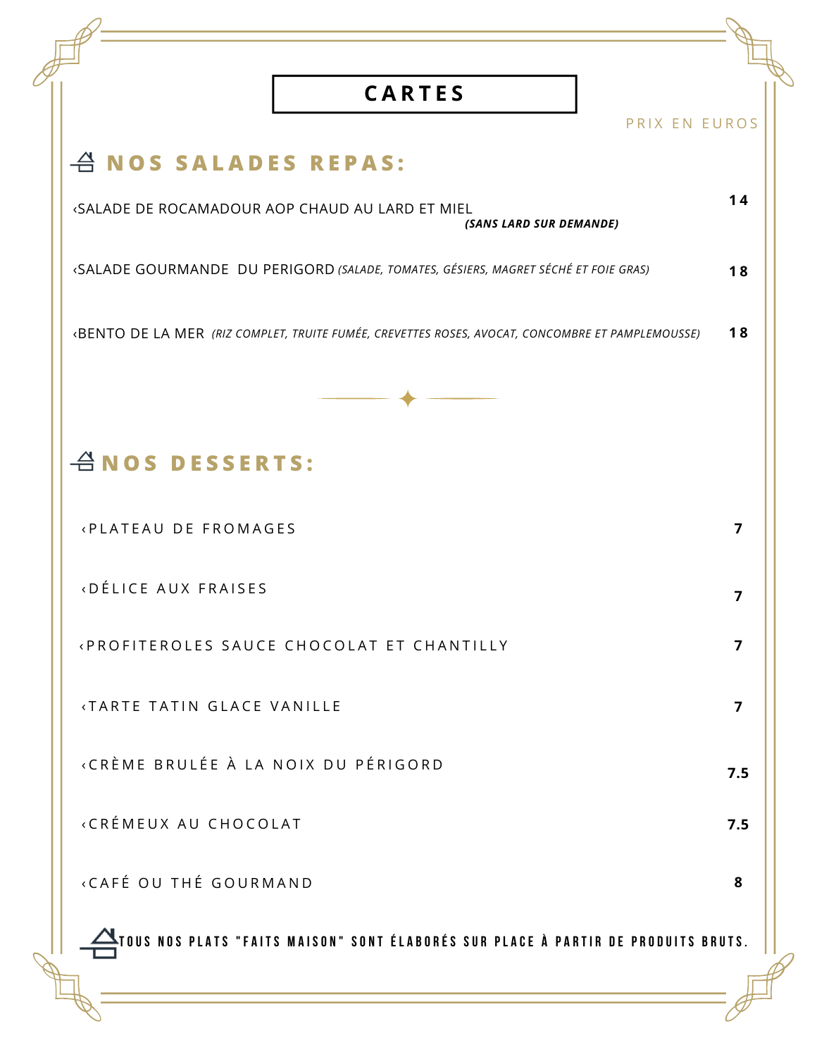# CARTES

PRIX EN EUROS

## NOS SALADES REPAS:

| | |
|---|---|
| ‹SALADE DE ROCAMADOUR AOP CHAUD AU LARD ET MIEL ***(SANS LARD SUR DEMANDE)*** | **14** |
| ‹SALADE GOURMANDE DU PERIGORD *(SALADE, TOMATES, GÉSIERS, MAGRET SÉCHÉ ET FOIE GRAS)* | **18** |
| ‹BENTO DE LA MER *(RIZ COMPLET, TRUITE FUMÉE, CREVETTES ROSES, AVOCAT, CONCOMBRE ET PAMPLEMOUSSE)* | **18** |

## NOS DESSERTS:

| | |
|---|---|
| ‹PLATEAU DE FROMAGES | **7** |
| ‹DÉLICE AUX FRAISES | **7** |
| ‹PROFITEROLES SAUCE CHOCOLAT ET CHANTILLY | **7** |
| ‹TARTE TATIN GLACE VANILLE | **7** |
| ‹CRÈME BRULÉE À LA NOIX DU PÉRIGORD | **7.5** |
| ‹CRÉMEUX AU CHOCOLAT | **7.5** |
| ‹CAFÉ OU THÉ GOURMAND | **8** |

**TOUS NOS PLATS "FAITS MAISON" SONT ÉLABORÉS SUR PLACE À PARTIR DE PRODUITS BRUTS.**